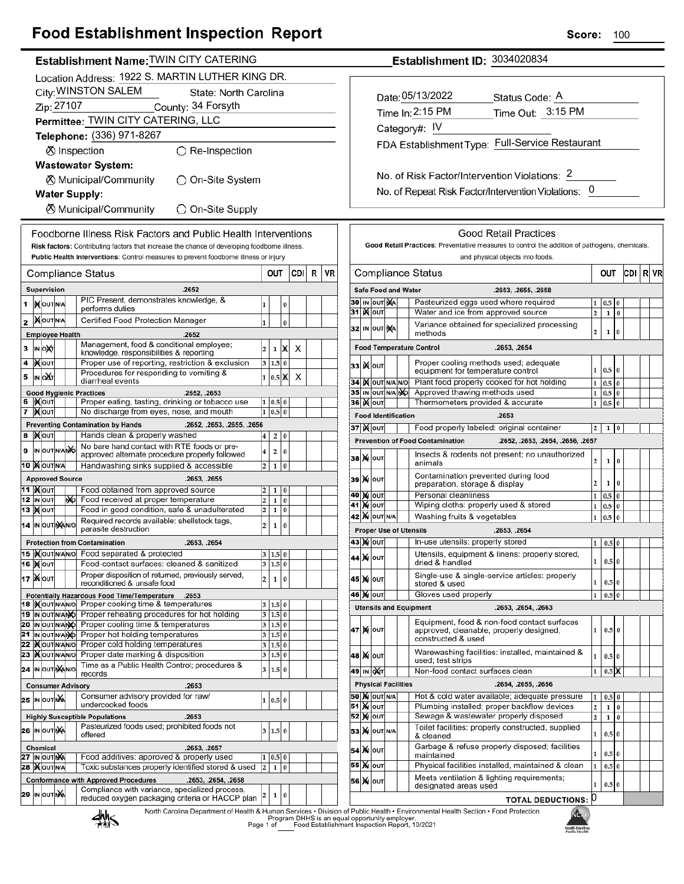# Food Establishment Inspection Report

**Score:** 100

**Establishment Name:** TWIN CITY CATERING

**Establishment ID:** 3034020834

Location Address: 1922 S. MARTIN LUTHER KING DR.

City: WINSTON SALEM State: North Carolina

Zip: 27107 County: 34 Forsyth

**Permittee:** TWIN CITY CATERING, LLC

**Telephone:** (336) 971-8267

⊗ Inspection ○ Re-Inspection

**Wastewater System:**

⊗ Municipal/Community ○ On-Site System

**Water Supply:**

⊗ Municipal/Community ○ On-Site Supply

Date: 05/13/2022 Status Code: A

Time In: 2:15 PM Time Out: 3:15 PM

Category#: IV

FDA Establishment Type: Full-Service Restaurant

No. of Risk Factor/Intervention Violations: 2

No. of Repeat Risk Factor/Intervention Violations: 0

## Foodborne Illness Risk Factors and Public Health Interventions

**Risk factors:** Contributing factors that increase the chance of developing foodborne illness.
**Public Health Interventions:** Control measures to prevent foodborne illness or injury

| # | Compliance Status | | OUT | | CDI | R | VR |
|---|---|---|---|---|---|---|---|
| | **Supervision** .2652 | | | | | | |
| 1 | IN | PIC Present, demonstrates knowledge, & performs duties | 1 | | 0 | | |
| 2 | IN | Certified Food Protection Manager | 1 | | 0 | | |
| | **Employee Health** .2652 | | | | | | |
| 3 | OUT | Management, food & conditional employee; knowledge, responsibilities & reporting | 2 | 1 | X | X | |
| 4 | IN | Proper use of reporting, restriction & exclusion | 3 | 1.5 | 0 | | |
| 5 | OUT | Procedures for responding to vomiting & diarrheal events | 1 | 0.5 | X | X | |
| | **Good Hygienic Practices** .2652, .2653 | | | | | | |
| 6 | IN | Proper eating, tasting, drinking or tobacco use | 1 | 0.5 | 0 | | |
| 7 | IN | No discharge from eyes, nose, and mouth | 1 | 0.5 | 0 | | |
| | **Preventing Contamination by Hands** .2652, .2653, .2655, .2656 | | | | | | |
| 8 | IN | Hands clean & properly washed | 4 | 2 | 0 | | |
| 9 | N/O | No bare hand contact with RTE foods or pre-approved alternate procedure properly followed | 4 | 2 | 0 | | |
| 10 | IN | Handwashing sinks supplied & accessible | 2 | 1 | 0 | | |
| | **Approved Source** .2653, .2655 | | | | | | |
| 11 | IN | Food obtained from approved source | 2 | 1 | 0 | | |
| 12 | N/O | Food received at proper temperature | 2 | 1 | 0 | | |
| 13 | IN | Food in good condition, safe & unadulterated | 2 | 1 | 0 | | |
| 14 | N/A | Required records available: shellstock tags, parasite destruction | 2 | 1 | 0 | | |
| | **Protection from Contamination** .2653, .2654 | | | | | | |
| 15 | IN | Food separated & protected | 3 | 1.5 | 0 | | |
| 16 | IN | Food-contact surfaces: cleaned & sanitized | 3 | 1.5 | 0 | | |
| 17 | IN | Proper disposition of returned, previously served, reconditioned & unsafe food | 2 | 1 | 0 | | |
| | **Potentially Hazardous Food Time/Temperature** .2653 | | | | | | |
| 18 | IN | Proper cooking time & temperatures | 3 | 1.5 | 0 | | |
| 19 | N/O | Proper reheating procedures for hot holding | 3 | 1.5 | 0 | | |
| 20 | N/O | Proper cooling time & temperatures | 3 | 1.5 | 0 | | |
| 21 | N/O | Proper hot holding temperatures | 3 | 1.5 | 0 | | |
| 22 | IN | Proper cold holding temperatures | 3 | 1.5 | 0 | | |
| 23 | IN | Proper date marking & disposition | 3 | 1.5 | 0 | | |
| 24 | N/A | Time as a Public Health Control; procedures & records | 3 | 1.5 | 0 | | |
| | **Consumer Advisory** .2653 | | | | | | |
| 25 | N/A | Consumer advisory provided for raw/ undercooked foods | 1 | 0.5 | 0 | | |
| | **Highly Susceptible Populations** .2653 | | | | | | |
| 26 | N/A | Pasteurized foods used; prohibited foods not offered | 3 | 1.5 | 0 | | |
| | **Chemical** .2653, .2657 | | | | | | |
| 27 | N/A | Food additives: approved & properly used | 1 | 0.5 | 0 | | |
| 28 | IN | Toxic substances properly identified stored & used | 2 | 1 | 0 | | |
| | **Conformance with Approved Procedures** .2653, .2654, .2658 | | | | | | |
| 29 | N/A | Compliance with variance, specialized process, reduced oxygen packaging criteria or HACCP plan | 2 | 1 | 0 | | |

## Good Retail Practices

**Good Retail Practices:** Preventative measures to control the addition of pathogens, chemicals, and physical objects into foods.

| # | Compliance Status | | OUT | | CDI | R | VR |
|---|---|---|---|---|---|---|---|
| | **Safe Food and Water** .2653, .2655, .2658 | | | | | | |
| 30 | N/A | Pasteurized eggs used where required | 1 | 0.5 | 0 | | |
| 31 | IN | Water and ice from approved source | 2 | 1 | 0 | | |
| 32 | N/A | Variance obtained for specialized processing methods | 2 | 1 | 0 | | |
| | **Food Temperature Control** .2653, .2654 | | | | | | |
| 33 | IN | Proper cooling methods used; adequate equipment for temperature control | 1 | 0.5 | 0 | | |
| 34 | IN | Plant food properly cooked for hot holding | 1 | 0.5 | 0 | | |
| 35 | N/O | Approved thawing methods used | 1 | 0.5 | 0 | | |
| 36 | IN | Thermometers provided & accurate | 1 | 0.5 | 0 | | |
| | **Food Identification** .2653 | | | | | | |
| 37 | IN | Food properly labeled: original container | 2 | 1 | 0 | | |
| | **Prevention of Food Contamination** .2652, .2653, .2654, .2656, .2657 | | | | | | |
| 38 | IN | Insects & rodents not present; no unauthorized animals | 2 | 1 | 0 | | |
| 39 | IN | Contamination prevented during food preparation, storage & display | 2 | 1 | 0 | | |
| 40 | IN | Personal cleanliness | 1 | 0.5 | 0 | | |
| 41 | IN | Wiping cloths: properly used & stored | 1 | 0.5 | 0 | | |
| 42 | IN | Washing fruits & vegetables | 1 | 0.5 | 0 | | |
| | **Proper Use of Utensils** .2653, .2654 | | | | | | |
| 43 | IN | In-use utensils: properly stored | 1 | 0.5 | 0 | | |
| 44 | IN | Utensils, equipment & linens: properly stored, dried & handled | 1 | 0.5 | 0 | | |
| 45 | IN | Single-use & single-service articles: properly stored & used | 1 | 0.5 | 0 | | |
| 46 | IN | Gloves used properly | 1 | 0.5 | 0 | | |
| | **Utensils and Equipment** .2653, .2654, .2663 | | | | | | |
| 47 | IN | Equipment, food & non-food contact surfaces approved, cleanable, properly designed, constructed & used | 1 | 0.5 | 0 | | |
| 48 | IN | Warewashing facilities: installed, maintained & used; test strips | 1 | 0.5 | 0 | | |
| 49 | OUT | Non-food contact surfaces clean | 1 | 0.5 | X | | |
| | **Physical Facilities** .2654, .2655, .2656 | | | | | | |
| 50 | IN | Hot & cold water available; adequate pressure | 1 | 0.5 | 0 | | |
| 51 | IN | Plumbing installed; proper backflow devices | 2 | 1 | 0 | | |
| 52 | IN | Sewage & wastewater properly disposed | 2 | 1 | 0 | | |
| 53 | IN | Toilet facilities: properly constructed, supplied & cleaned | 1 | 0.5 | 0 | | |
| 54 | IN | Garbage & refuse properly disposed; facilities maintained | 1 | 0.5 | 0 | | |
| 55 | IN | Physical facilities installed, maintained & clean | 1 | 0.5 | 0 | | |
| 56 | IN | Meets ventilation & lighting requirements; designated areas used | 1 | 0.5 | 0 | | |
| | **TOTAL DEDUCTIONS:** 0 | | | | | | |

North Carolina Department of Health & Human Services • Division of Public Health • Environmental Health Section • Food Protection Program DHHS is an equal opportunity employer. Food Establishment Inspection Report, 10/2021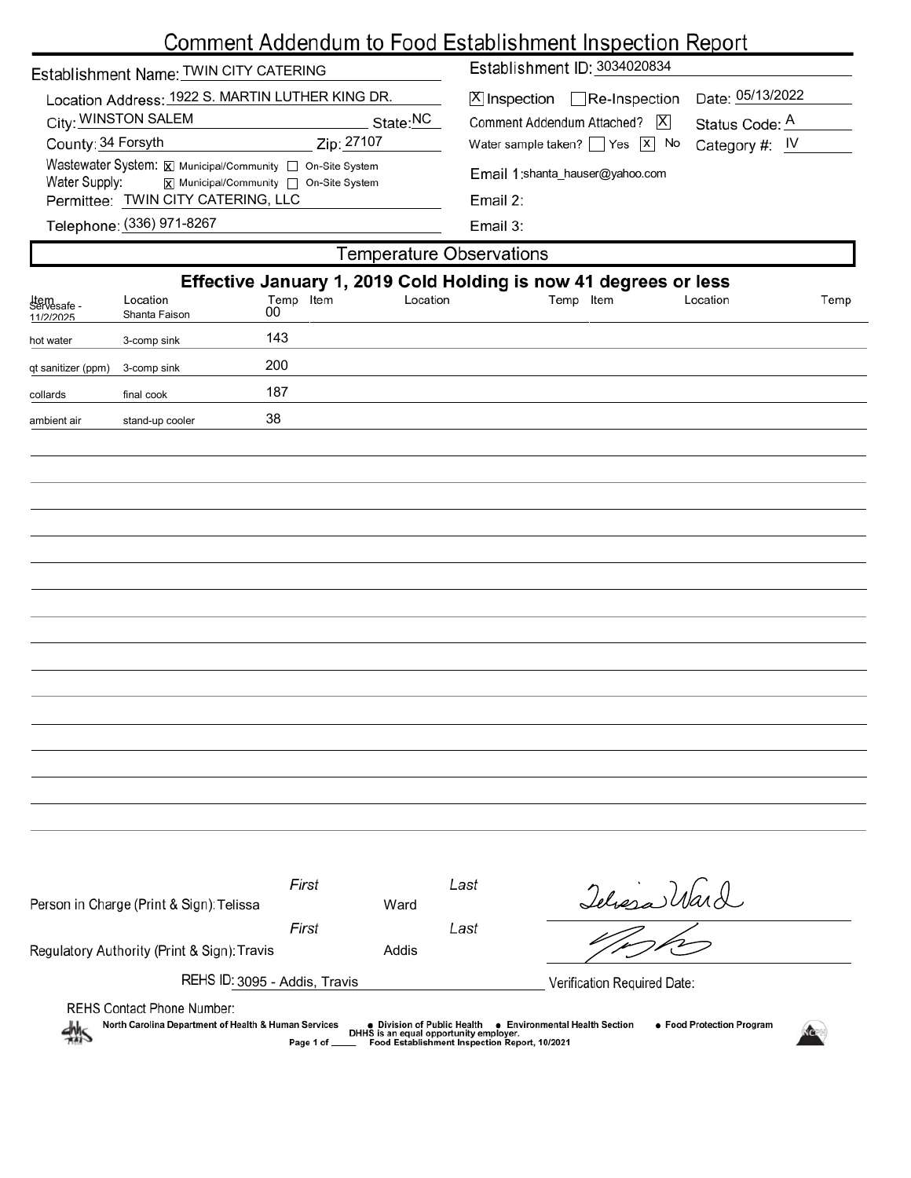# Comment Addendum to Food Establishment Inspection Report

Establishment Name: TWIN CITY CATERING

Establishment ID: 3034020834

Location Address: 1922 S. MARTIN LUTHER KING DR.

City: WINSTON SALEM State: NC

County: 34 Forsyth Zip: 27107

Wastewater System: [X] Municipal/Community [ ] On-Site System

Water Supply: [X] Municipal/Community [ ] On-Site System

Permittee: TWIN CITY CATERING, LLC

Telephone: (336) 971-8267

[X] Inspection [ ] Re-Inspection Date: 05/13/2022

Comment Addendum Attached? [X] Status Code: A

Water sample taken? [ ] Yes [X] No Category #: IV

Email 1: shanta_hauser@yahoo.com

Email 2:

Email 3:

## Temperature Observations

**Effective January 1, 2019 Cold Holding is now 41 degrees or less**

| Item | Location | Temp | Item | Location | Temp | Item | Location | Temp |
|---|---|---|---|---|---|---|---|---|
| Servesafe - 11/2/2025 | Shanta Faison | 00 | | | | | | |
| hot water | 3-comp sink | 143 | | | | | | |
| qt sanitizer (ppm) | 3-comp sink | 200 | | | | | | |
| collards | final cook | 187 | | | | | | |
| ambient air | stand-up cooler | 38 | | | | | | |

Person in Charge (Print & Sign): First Telissa Last Ward

Regulatory Authority (Print & Sign): First Travis Last Addis

REHS ID: 3095 - Addis, Travis

Verification Required Date:

REHS Contact Phone Number:

North Carolina Department of Health & Human Services • Division of Public Health • Environmental Health Section • Food Protection Program

DHHS is an equal opportunity employer.

Food Establishment Inspection Report, 10/2021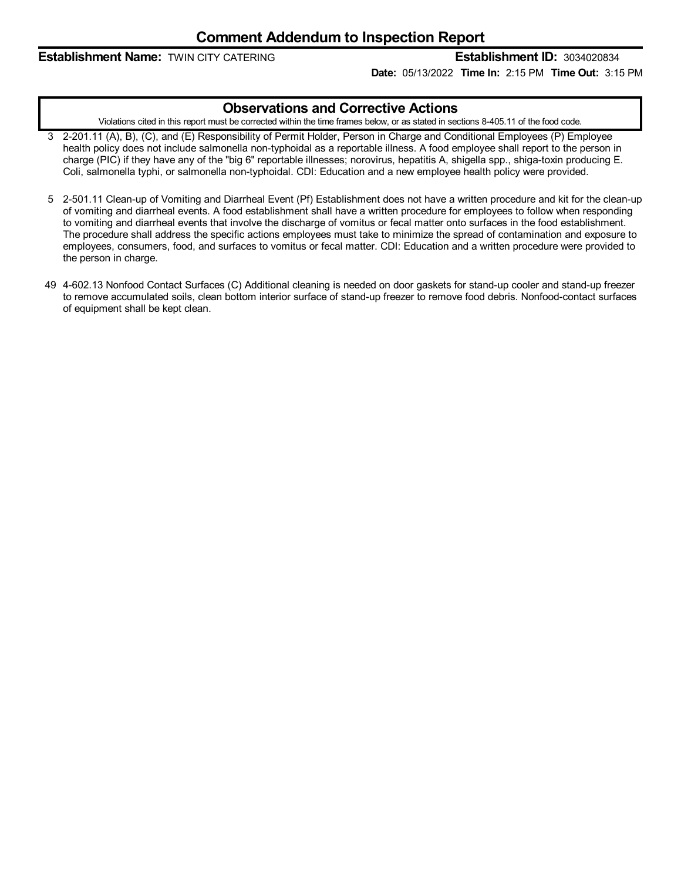# Comment Addendum to Inspection Report

**Establishment Name:** TWIN CITY CATERING **Establishment ID:** 3034020834

**Date:** 05/13/2022 **Time In:** 2:15 PM **Time Out:** 3:15 PM

## Observations and Corrective Actions

Violations cited in this report must be corrected within the time frames below, or as stated in sections 8-405.11 of the food code.

3 2-201.11 (A), B), (C), and (E) Responsibility of Permit Holder, Person in Charge and Conditional Employees (P) Employee health policy does not include salmonella non-typhoidal as a reportable illness. A food employee shall report to the person in charge (PIC) if they have any of the "big 6" reportable illnesses; norovirus, hepatitis A, shigella spp., shiga-toxin producing E. Coli, salmonella typhi, or salmonella non-typhoidal. CDI: Education and a new employee health policy were provided.

5 2-501.11 Clean-up of Vomiting and Diarrheal Event (Pf) Establishment does not have a written procedure and kit for the clean-up of vomiting and diarrheal events. A food establishment shall have a written procedure for employees to follow when responding to vomiting and diarrheal events that involve the discharge of vomitus or fecal matter onto surfaces in the food establishment. The procedure shall address the specific actions employees must take to minimize the spread of contamination and exposure to employees, consumers, food, and surfaces to vomitus or fecal matter. CDI: Education and a written procedure were provided to the person in charge.

49 4-602.13 Nonfood Contact Surfaces (C) Additional cleaning is needed on door gaskets for stand-up cooler and stand-up freezer to remove accumulated soils, clean bottom interior surface of stand-up freezer to remove food debris. Nonfood-contact surfaces of equipment shall be kept clean.